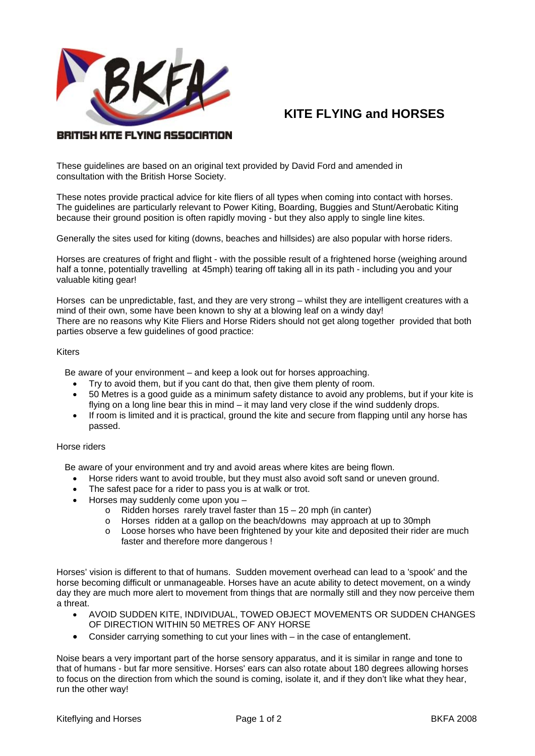BRITISH KITE FLYING ASSOCIATION

# KITE FLYING and HORSES

These guidelines are based on an original text provided by David Ford and amended in consultation with the British Horse Society.

These notes provide practical advice for kite fliers of all types when coming into contact with horses. The guidelines are particularly relevant to Power Kiting, Boarding, Buggies and Stunt/Aerobatic Kiting because their ground position is often rapidly moving - but they also apply to single line kites.

Generally the sites used for kiting (downs, beaches and hillsides) are also popular with horse riders.

Horses are creatures of fright and flight - with the possible result of a frightened horse (weighing around half a tonne, potentially travelling at 45mph) tearing off taking all in its path - including you and your valuable kiting gear!

Horses can be unpredictable, fast, and they are very strong – whilst they are intelligent creatures with a mind of their own, some have been known to shy at a blowing leaf on a windy day!
There are no reasons why Kite Fliers and Horse Riders should not get along together provided that both parties observe a few guidelines of good practice:

Kiters

Be aware of your environment – and keep a look out for horses approaching.

- Try to avoid them, but if you cant do that, then give them plenty of room.
- 50 Metres is a good guide as a minimum safety distance to avoid any problems, but if your kite is flying on a long line bear this in mind – it may land very close if the wind suddenly drops.
- If room is limited and it is practical, ground the kite and secure from flapping until any horse has passed.

Horse riders

Be aware of your environment and try and avoid areas where kites are being flown.

- Horse riders want to avoid trouble, but they must also avoid soft sand or uneven ground.
- The safest pace for a rider to pass you is at walk or trot.
- Horses may suddenly come upon you –
    - Ridden horses rarely travel faster than 15 – 20 mph (in canter)
    - Horses ridden at a gallop on the beach/downs may approach at up to 30mph
    - Loose horses who have been frightened by your kite and deposited their rider are much faster and therefore more dangerous !

Horses' vision is different to that of humans. Sudden movement overhead can lead to a 'spook' and the horse becoming difficult or unmanageable. Horses have an acute ability to detect movement, on a windy day they are much more alert to movement from things that are normally still and they now perceive them a threat.

- AVOID SUDDEN KITE, INDIVIDUAL, TOWED OBJECT MOVEMENTS OR SUDDEN CHANGES OF DIRECTION WITHIN 50 METRES OF ANY HORSE
- Consider carrying something to cut your lines with – in the case of entanglement.

Noise bears a very important part of the horse sensory apparatus, and it is similar in range and tone to that of humans - but far more sensitive. Horses' ears can also rotate about 180 degrees allowing horses to focus on the direction from which the sound is coming, isolate it, and if they don't like what they hear, run the other way!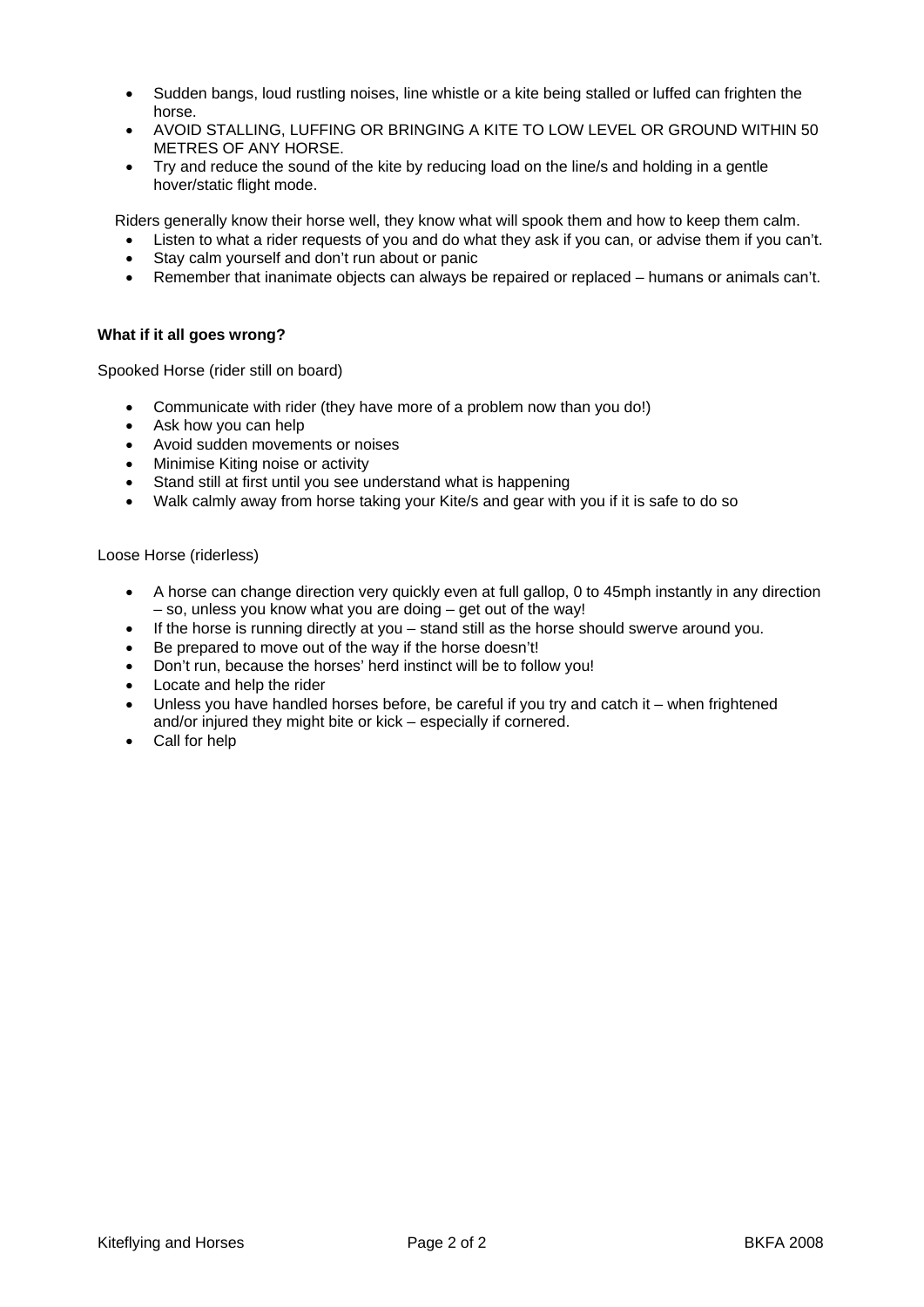- Sudden bangs, loud rustling noises, line whistle or a kite being stalled or luffed can frighten the horse.
- AVOID STALLING, LUFFING OR BRINGING A KITE TO LOW LEVEL OR GROUND WITHIN 50 METRES OF ANY HORSE.
- Try and reduce the sound of the kite by reducing load on the line/s and holding in a gentle hover/static flight mode.

Riders generally know their horse well, they know what will spook them and how to keep them calm.

- Listen to what a rider requests of you and do what they ask if you can, or advise them if you can't.
- Stay calm yourself and don't run about or panic
- Remember that inanimate objects can always be repaired or replaced – humans or animals can't.

**What if it all goes wrong?**

Spooked Horse (rider still on board)

- Communicate with rider (they have more of a problem now than you do!)
- Ask how you can help
- Avoid sudden movements or noises
- Minimise Kiting noise or activity
- Stand still at first until you see understand what is happening
- Walk calmly away from horse taking your Kite/s and gear with you if it is safe to do so

Loose Horse (riderless)

- A horse can change direction very quickly even at full gallop, 0 to 45mph instantly in any direction – so, unless you know what you are doing – get out of the way!
- If the horse is running directly at you – stand still as the horse should swerve around you.
- Be prepared to move out of the way if the horse doesn't!
- Don't run, because the horses' herd instinct will be to follow you!
- Locate and help the rider
- Unless you have handled horses before, be careful if you try and catch it – when frightened and/or injured they might bite or kick – especially if cornered.
- Call for help